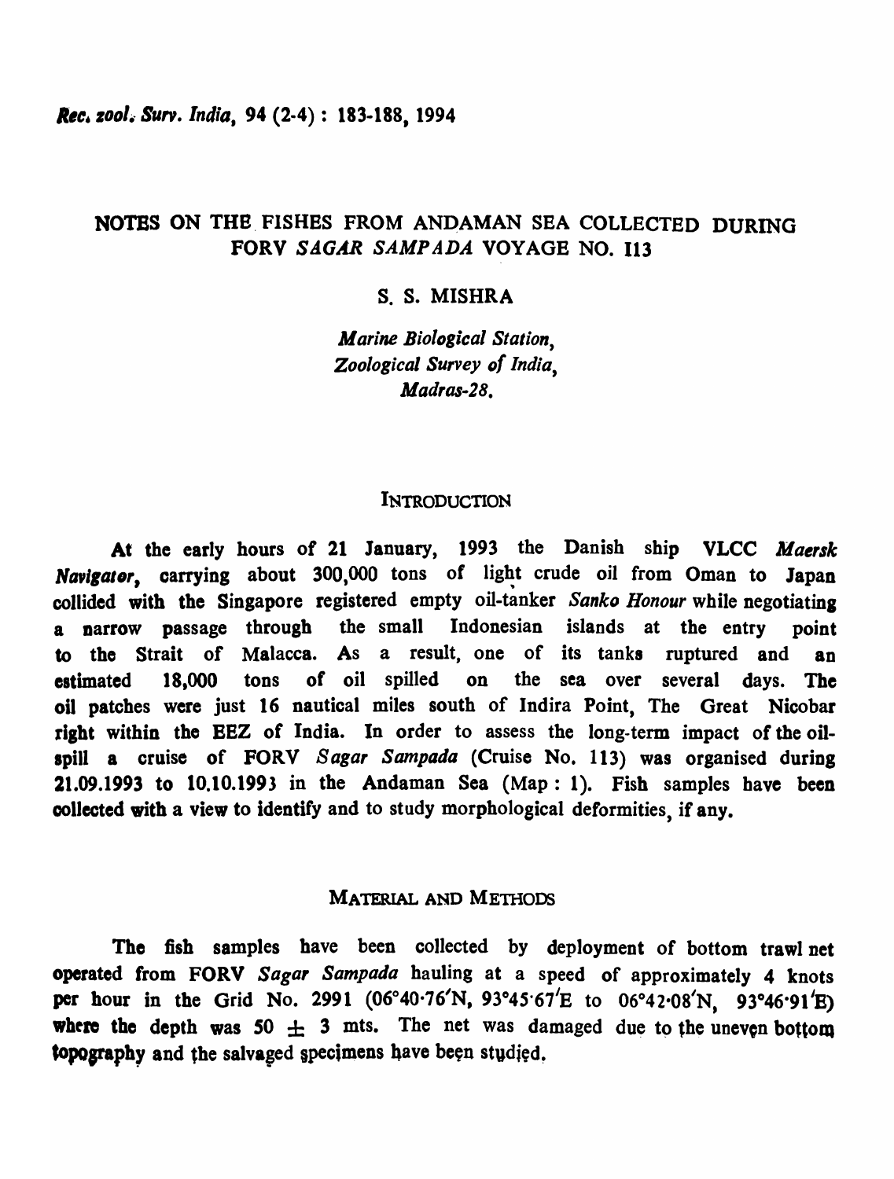# NOTES ON THE FISHES FROM ANDAMAN SEA COLLECTED DURING FORV *SAGAR SAMPADA* VOYAGE NO. 113

S. S. MISHRA

*Marine Biological Station,*
*Zoological Survey of India,*
*Madras-28.*

## INTRODUCTION

At the early hours of 21 January, 1993 the Danish ship VLCC *Maersk Navigator*, carrying about 300,000 tons of light crude oil from Oman to Japan collided with the Singapore registered empty oil-tanker *Sanko Honour* while negotiating a narrow passage through the small Indonesian islands at the entry point to the Strait of Malacca. As a result, one of its tanks ruptured and an estimated 18,000 tons of oil spilled on the sea over several days. The oil patches were just 16 nautical miles south of Indira Point, The Great Nicobar right within the EEZ of India. In order to assess the long-term impact of the oil-spill a cruise of FORV *Sagar Sampada* (Cruise No. 113) was organised during 21.09.1993 to 10.10.1993 in the Andaman Sea (Map : 1). Fish samples have been collected with a view to identify and to study morphological deformities, if any.

## MATERIAL AND METHODS

The fish samples have been collected by deployment of bottom trawl net operated from FORV *Sagar Sampada* hauling at a speed of approximately 4 knots per hour in the Grid No. 2991 (06°40·76'N, 93°45·67'E to 06°42·08'N, 93°46·91'E) where the depth was 50 $\pm$ 3 mts. The net was damaged due to the uneven bottom topography and the salvaged specimens have been studied.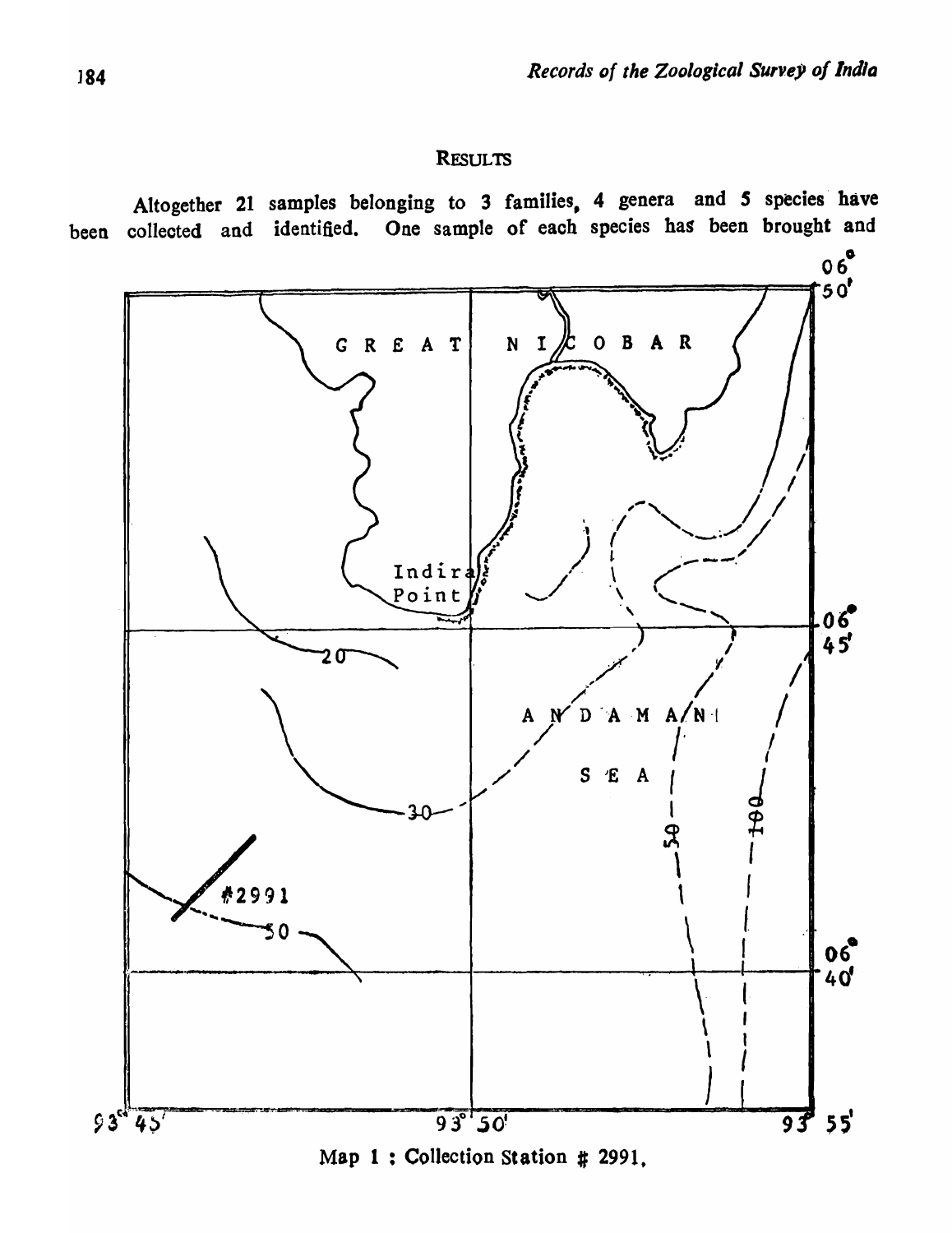## RESULTS

Altogether 21 samples belonging to 3 families, 4 genera and 5 species have been collected and identified. One sample of each species has been brought and

Map 1 : Collection Station # 2991.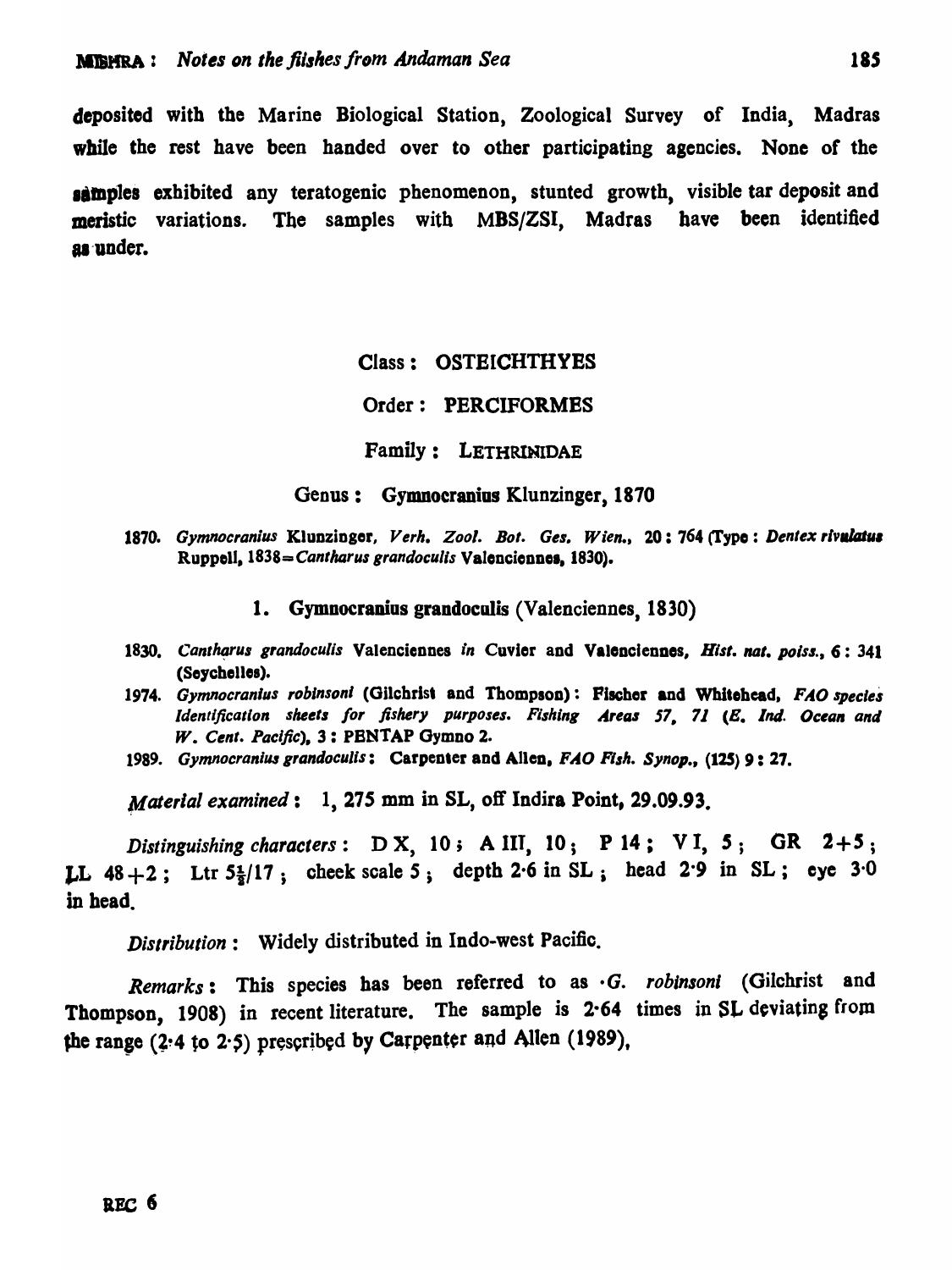deposited with the Marine Biological Station, Zoological Survey of India, Madras while the rest have been handed over to other participating agencies. None of the samples exhibited any teratogenic phenomenon, stunted growth, visible tar deposit and meristic variations. The samples with MBS/ZSI, Madras have been identified as under.

## Class : OSTEICHTHYES

## Order : PERCIFORMES

## Family : LETHRINIDAE

### Genus : **Gymnocranius** Klunzinger, 1870

1870. *Gymnocranius* Klunzinger, *Verh. Zool. Bot. Ges. Wien.*, 20 : 764 (Type : *Dentex rivulatus* Ruppell, 1838 = *Cantharus grandoculis* Valenciennes, 1830).

### 1. **Gymnocranius grandoculis** (Valenciennes, 1830)

1830. *Cantharus grandoculis* Valenciennes *in* Cuvier and Valenciennes, *Hist. nat. poiss.*, 6 : 341 (Seychelles).

1974. *Gymnocranius robinsoni* (Gilchrist and Thompson) : Fischer and Whitehead, *FAO species identification sheets for fishery purposes. Fishing Areas 57, 71 (E. Ind. Ocean and W. Cent. Pacific)*, 3 : PENTAP Gymno 2.

1989. *Gymnocranius grandoculis* : Carpenter and Allen, *FAO Fish. Synop.*, (125) 9 : 27.

*Material examined* : 1, 275 mm in SL, off Indira Point, 29.09.93.

*Distinguishing characters* : D X, 10 ; A III, 10 ; P 14 ; V I, 5 ; GR 2+5 ; LL 48+2 ; Ltr $5\frac{1}{2}/17$ ; cheek scale 5 ; depth 2·6 in SL ; head 2·9 in SL ; eye 3·0 in head.

*Distribution* : Widely distributed in Indo-west Pacific.

*Remarks* : This species has been referred to as *G. robinsoni* (Gilchrist and Thompson, 1908) in recent literature. The sample is 2·64 times in SL deviating from the range (2·4 to 2·5) prescribed by Carpenter and Allen (1989),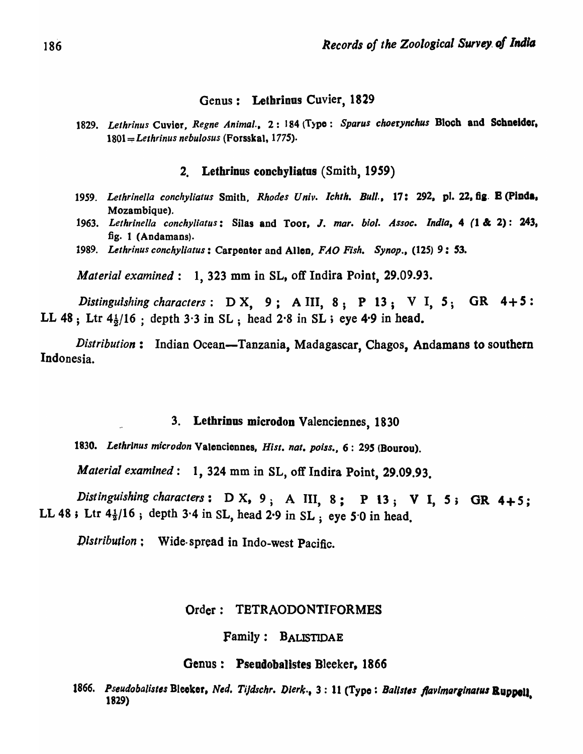### Genus : **Lethrinus** Cuvier, 1829

1829. *Lethrinus* Cuvier, *Regne Animal.*, 2 : 184 (Type : *Sparus choerynchus* Bloch and Schneider, 1801 = *Lethrinus nebulosus* (Forsskal, 1775).

#### 2. **Lethrinus conchyliatus** (Smith, 1959)

1959. *Lethrinella conchyliatus* Smith, *Rhodes Univ. Ichth. Bull.*, 17: 292, pl. 22, fig. E (Pinda, Mozambique).

1963. *Lethrinella conchyliatus* : Silas and Toor, *J. mar. biol. Assoc. India*, 4 (1 & 2) : 243, fig. 1 (Andamans).

1989. *Lethrinus conchyliatus* : Carpenter and Allen, *FAO Fish. Synop.*, (125) 9 : 53.

*Material examined* : 1, 323 mm in SL, off Indira Point, 29.09.93.

*Distinguishing characters* : D X, 9 ; A III, 8 ; P 13 ; V I, 5 ; GR 4+5 : LL 48 ; Ltr $4\frac{1}{2}$/16 ; depth 3·3 in SL ; head 2·8 in SL ; eye 4·9 in head.

*Distribution* : Indian Ocean—Tanzania, Madagascar, Chagos, Andamans to southern Indonesia.

#### 3. **Lethrinus microdon** Valenciennes, 1830

1830. *Lethrinus microdon* Valenciennes, *Hist. nat. poiss.*, 6 : 295 (Bourou).

*Material examined* : 1, 324 mm in SL, off Indira Point, 29.09.93.

*Distinguishing characters* : D X, 9 ; A III, 8 ; P 13 ; V I, 5 ; GR 4+5 ; LL 48 ; Ltr $4\frac{1}{2}$/16 ; depth 3·4 in SL, head 2·9 in SL ; eye 5·0 in head.

*Distribution* : Wide-spread in Indo-west Pacific.

## Order : TETRAODONTIFORMES

### Family : BALISTIDAE

### Genus : **Pseudobalistes** Bleeker, 1866

1866. *Pseudobalistes* Bleeker, *Ned. Tijdschr. Dierk.*, 3 : 11 (Type : *Balistes flavimarginatus* Ruppell, 1829)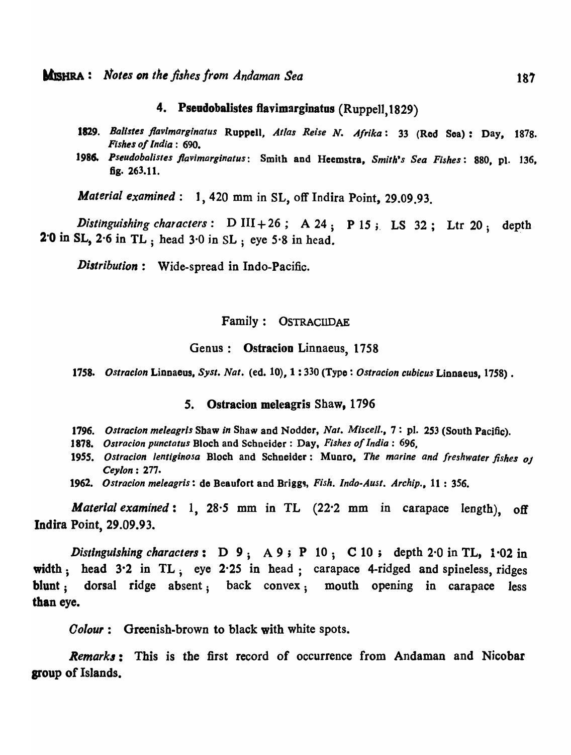### 4. Pseudobalistes flavimarginatus (Ruppell, 1829)

1829. *Balistes flavimarginatus* Ruppell, *Atlas Reise N. Afrika*: 33 (Red Sea): Day, 1878. *Fishes of India*: 690.

1986. *Pseudobalistes flavimarginatus*: Smith and Heemstra, *Smith's Sea Fishes*: 880, pl. 136, fig. 263.11.

*Material examined*: 1, 420 mm in SL, off Indira Point, 29.09.93.

*Distinguishing characters*: D III+26; A 24; P 15; LS 32; Ltr 20; depth 2·0 in SL, 2·6 in TL; head 3·0 in SL; eye 5·8 in head.

*Distribution*: Wide-spread in Indo-Pacific.

## Family: OSTRACIIDAE

## Genus: Ostracion Linnaeus, 1758

1758. *Ostracion* Linnaeus, *Syst. Nat.* (ed. 10), 1: 330 (Type: *Ostracion cubicus* Linnaeus, 1758).

### 5. Ostracion meleagris Shaw, 1796

1796. *Ostracion meleagris* Shaw *in* Shaw and Nodder, *Nat. Miscell.*, 7: pl. 253 (South Pacific).

1878. *Ostracion punctatus* Bloch and Schneider: Day, *Fishes of India*: 696,

1955. *Ostracion lentiginosa* Bloch and Schneider: Munro, *The marine and freshwater fishes oj Ceylon*: 277.

1962. *Ostracion meleagris*: de Beaufort and Briggs, *Fish. Indo-Aust. Archip.*, 11: 356.

*Material examined*: 1, 28·5 mm in TL (22·2 mm in carapace length), off Indira Point, 29.09.93.

*Distinguishing characters*: D 9; A 9; P 10; C 10; depth 2·0 in TL, 1·02 in width; head 3·2 in TL; eye 2·25 in head; carapace 4-ridged and spineless, ridges blunt; dorsal ridge absent; back convex; mouth opening in carapace less than eye.

*Colour*: Greenish-brown to black with white spots.

*Remarks*: This is the first record of occurrence from Andaman and Nicobar group of Islands.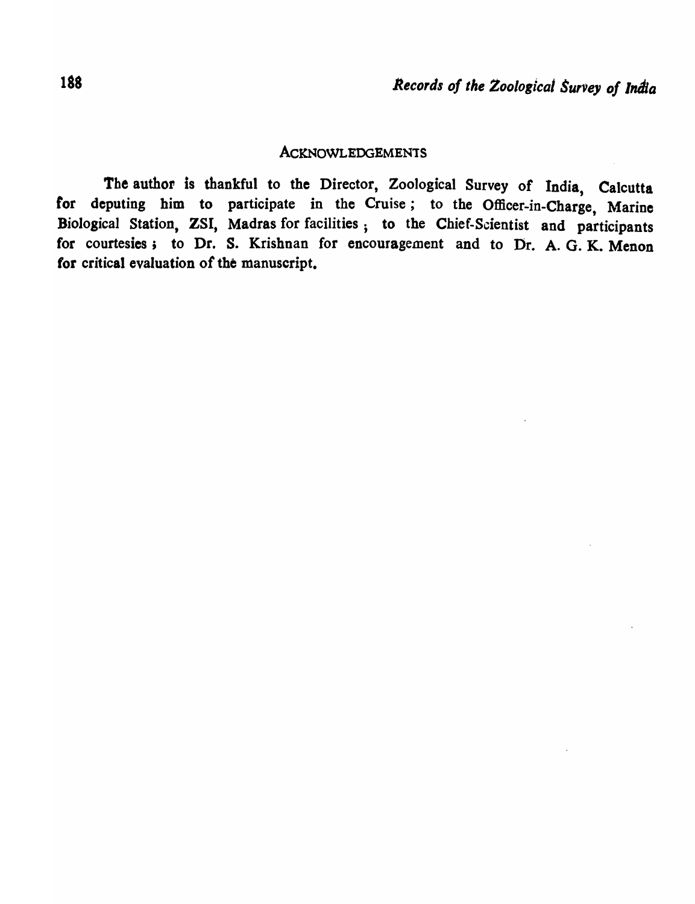## ACKNOWLEDGEMENTS

The author is thankful to the Director, Zoological Survey of India, Calcutta for deputing him to participate in the Cruise; to the Officer-in-Charge, Marine Biological Station, ZSI, Madras for facilities; to the Chief-Scientist and participants for courtesies; to Dr. S. Krishnan for encouragement and to Dr. A. G. K. Menon for critical evaluation of the manuscript.